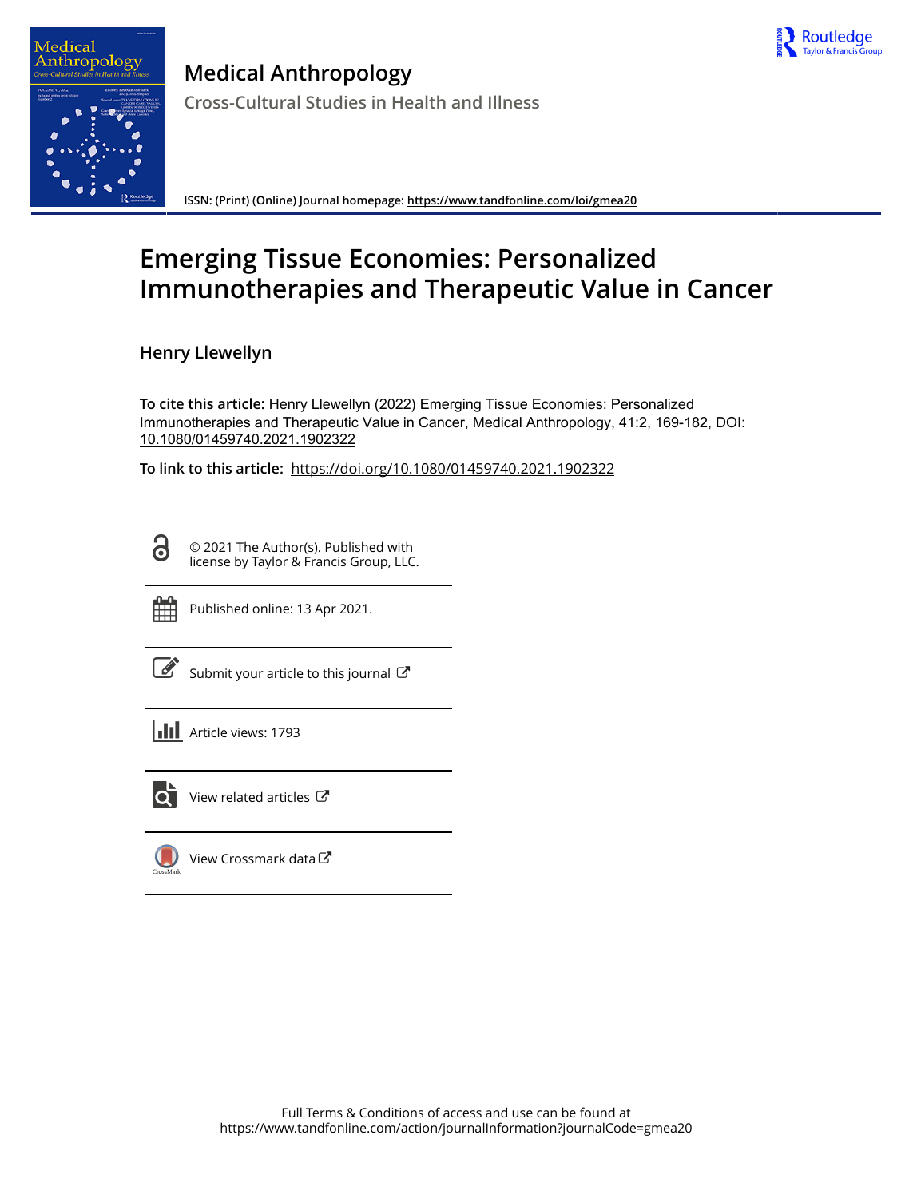Medical Anthropology

Cross-Cultural Studies in Health and Illness

ISSN: (Print) (Online) Journal homepage: https://www.tandfonline.com/loi/gmea20

# Emerging Tissue Economies: Personalized Immunotherapies and Therapeutic Value in Cancer

Henry Llewellyn

**To cite this article:** Henry Llewellyn (2022) Emerging Tissue Economies: Personalized Immunotherapies and Therapeutic Value in Cancer, Medical Anthropology, 41:2, 169-182, DOI: 10.1080/01459740.2021.1902322

**To link to this article:** https://doi.org/10.1080/01459740.2021.1902322

© 2021 The Author(s). Published with license by Taylor & Francis Group, LLC.

Published online: 13 Apr 2021.

Submit your article to this journal

Article views: 1793

View related articles

View Crossmark data

Full Terms & Conditions of access and use can be found at https://www.tandfonline.com/action/journalInformation?journalCode=gmea20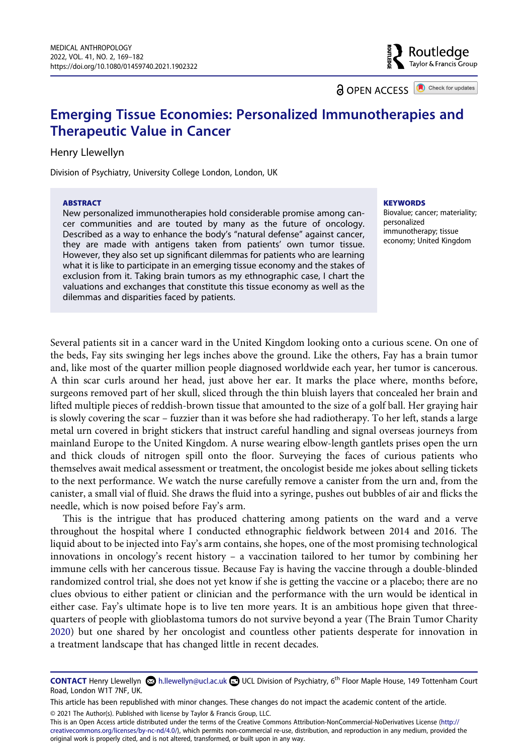# Emerging Tissue Economies: Personalized Immunotherapies and Therapeutic Value in Cancer

Henry Llewellyn

Division of Psychiatry, University College London, London, UK

**ABSTRACT**

New personalized immunotherapies hold considerable promise among cancer communities and are touted by many as the future of oncology. Described as a way to enhance the body's "natural defense" against cancer, they are made with antigens taken from patients' own tumor tissue. However, they also set up significant dilemmas for patients who are learning what it is like to participate in an emerging tissue economy and the stakes of exclusion from it. Taking brain tumors as my ethnographic case, I chart the valuations and exchanges that constitute this tissue economy as well as the dilemmas and disparities faced by patients.

**KEYWORDS**

Biovalue; cancer; materiality; personalized immunotherapy; tissue economy; United Kingdom

Several patients sit in a cancer ward in the United Kingdom looking onto a curious scene. On one of the beds, Fay sits swinging her legs inches above the ground. Like the others, Fay has a brain tumor and, like most of the quarter million people diagnosed worldwide each year, her tumor is cancerous. A thin scar curls around her head, just above her ear. It marks the place where, months before, surgeons removed part of her skull, sliced through the thin bluish layers that concealed her brain and lifted multiple pieces of reddish-brown tissue that amounted to the size of a golf ball. Her graying hair is slowly covering the scar – fuzzier than it was before she had radiotherapy. To her left, stands a large metal urn covered in bright stickers that instruct careful handling and signal overseas journeys from mainland Europe to the United Kingdom. A nurse wearing elbow-length gantlets prises open the urn and thick clouds of nitrogen spill onto the floor. Surveying the faces of curious patients who themselves await medical assessment or treatment, the oncologist beside me jokes about selling tickets to the next performance. We watch the nurse carefully remove a canister from the urn and, from the canister, a small vial of fluid. She draws the fluid into a syringe, pushes out bubbles of air and flicks the needle, which is now poised before Fay's arm.

This is the intrigue that has produced chattering among patients on the ward and a verve throughout the hospital where I conducted ethnographic fieldwork between 2014 and 2016. The liquid about to be injected into Fay's arm contains, she hopes, one of the most promising technological innovations in oncology's recent history – a vaccination tailored to her tumor by combining her immune cells with her cancerous tissue. Because Fay is having the vaccine through a double-blinded randomized control trial, she does not yet know if she is getting the vaccine or a placebo; there are no clues obvious to either patient or clinician and the performance with the urn would be identical in either case. Fay's ultimate hope is to live ten more years. It is an ambitious hope given that three-quarters of people with glioblastoma tumors do not survive beyond a year (The Brain Tumor Charity 2020) but one shared by her oncologist and countless other patients desperate for innovation in a treatment landscape that has changed little in recent decades.

**CONTACT** Henry Llewellyn h.llewellyn@ucl.ac.uk UCL Division of Psychiatry, 6th Floor Maple House, 149 Tottenham Court Road, London W1T 7NF, UK.

This article has been republished with minor changes. These changes do not impact the academic content of the article.

© 2021 The Author(s). Published with license by Taylor & Francis Group, LLC.

This is an Open Access article distributed under the terms of the Creative Commons Attribution-NonCommercial-NoDerivatives License (http://creativecommons.org/licenses/by-nc-nd/4.0/), which permits non-commercial re-use, distribution, and reproduction in any medium, provided the original work is properly cited, and is not altered, transformed, or built upon in any way.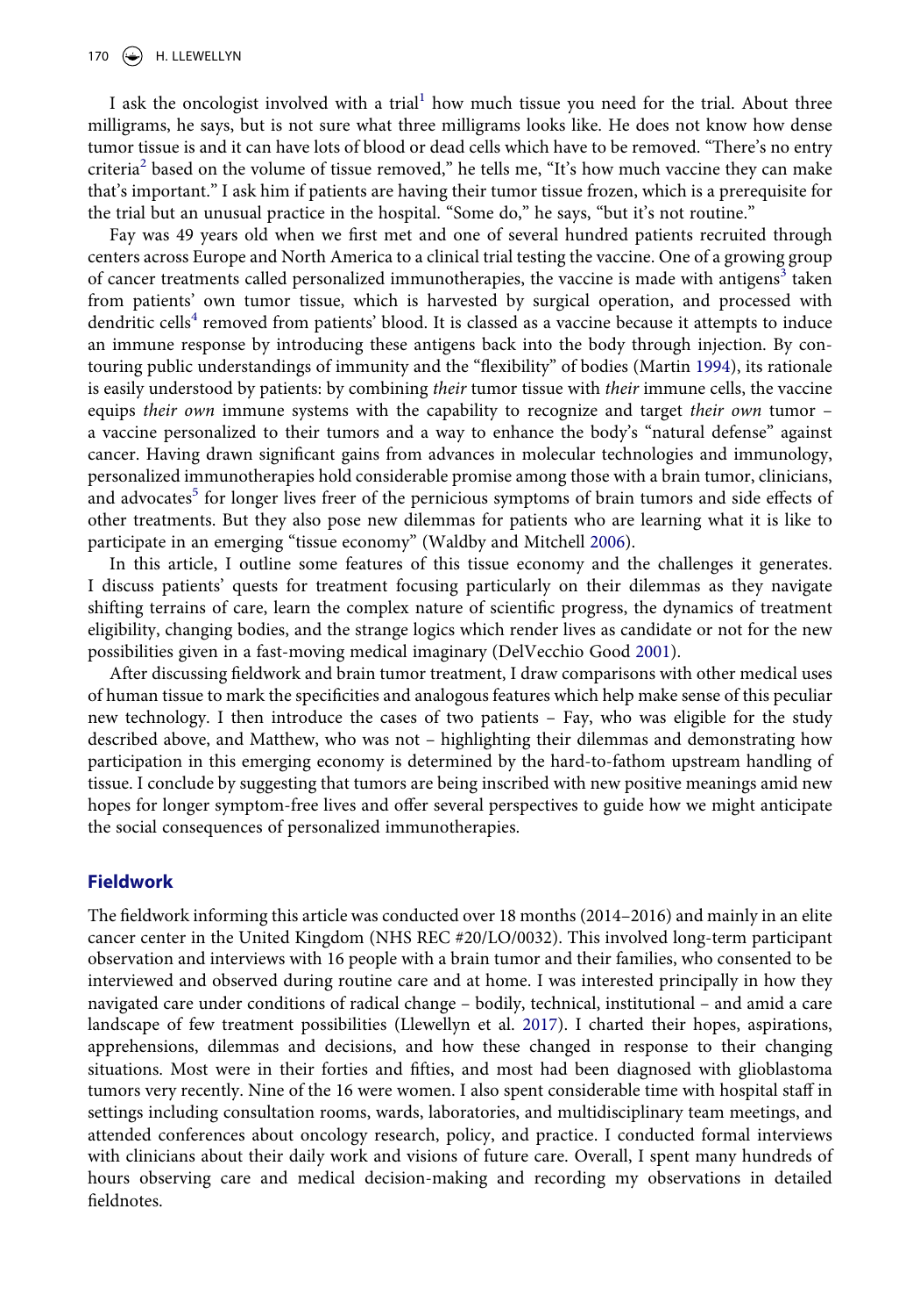I ask the oncologist involved with a trial[1] how much tissue you need for the trial. About three milligrams, he says, but is not sure what three milligrams looks like. He does not know how dense tumor tissue is and it can have lots of blood or dead cells which have to be removed. "There's no entry criteria[2] based on the volume of tissue removed," he tells me, "It's how much vaccine they can make that's important." I ask him if patients are having their tumor tissue frozen, which is a prerequisite for the trial but an unusual practice in the hospital. "Some do," he says, "but it's not routine."

Fay was 49 years old when we first met and one of several hundred patients recruited through centers across Europe and North America to a clinical trial testing the vaccine. One of a growing group of cancer treatments called personalized immunotherapies, the vaccine is made with antigens[3] taken from patients' own tumor tissue, which is harvested by surgical operation, and processed with dendritic cells[4] removed from patients' blood. It is classed as a vaccine because it attempts to induce an immune response by introducing these antigens back into the body through injection. By contouring public understandings of immunity and the "flexibility" of bodies (Martin 1994), its rationale is easily understood by patients: by combining *their* tumor tissue with *their* immune cells, the vaccine equips *their own* immune systems with the capability to recognize and target *their own* tumor – a vaccine personalized to their tumors and a way to enhance the body's "natural defense" against cancer. Having drawn significant gains from advances in molecular technologies and immunology, personalized immunotherapies hold considerable promise among those with a brain tumor, clinicians, and advocates[5] for longer lives freer of the pernicious symptoms of brain tumors and side effects of other treatments. But they also pose new dilemmas for patients who are learning what it is like to participate in an emerging "tissue economy" (Waldby and Mitchell 2006).

In this article, I outline some features of this tissue economy and the challenges it generates. I discuss patients' quests for treatment focusing particularly on their dilemmas as they navigate shifting terrains of care, learn the complex nature of scientific progress, the dynamics of treatment eligibility, changing bodies, and the strange logics which render lives as candidate or not for the new possibilities given in a fast-moving medical imaginary (DelVecchio Good 2001).

After discussing fieldwork and brain tumor treatment, I draw comparisons with other medical uses of human tissue to mark the specificities and analogous features which help make sense of this peculiar new technology. I then introduce the cases of two patients – Fay, who was eligible for the study described above, and Matthew, who was not – highlighting their dilemmas and demonstrating how participation in this emerging economy is determined by the hard-to-fathom upstream handling of tissue. I conclude by suggesting that tumors are being inscribed with new positive meanings amid new hopes for longer symptom-free lives and offer several perspectives to guide how we might anticipate the social consequences of personalized immunotherapies.

## Fieldwork

The fieldwork informing this article was conducted over 18 months (2014–2016) and mainly in an elite cancer center in the United Kingdom (NHS REC #20/LO/0032). This involved long-term participant observation and interviews with 16 people with a brain tumor and their families, who consented to be interviewed and observed during routine care and at home. I was interested principally in how they navigated care under conditions of radical change – bodily, technical, institutional – and amid a care landscape of few treatment possibilities (Llewellyn et al. 2017). I charted their hopes, aspirations, apprehensions, dilemmas and decisions, and how these changed in response to their changing situations. Most were in their forties and fifties, and most had been diagnosed with glioblastoma tumors very recently. Nine of the 16 were women. I also spent considerable time with hospital staff in settings including consultation rooms, wards, laboratories, and multidisciplinary team meetings, and attended conferences about oncology research, policy, and practice. I conducted formal interviews with clinicians about their daily work and visions of future care. Overall, I spent many hundreds of hours observing care and medical decision-making and recording my observations in detailed fieldnotes.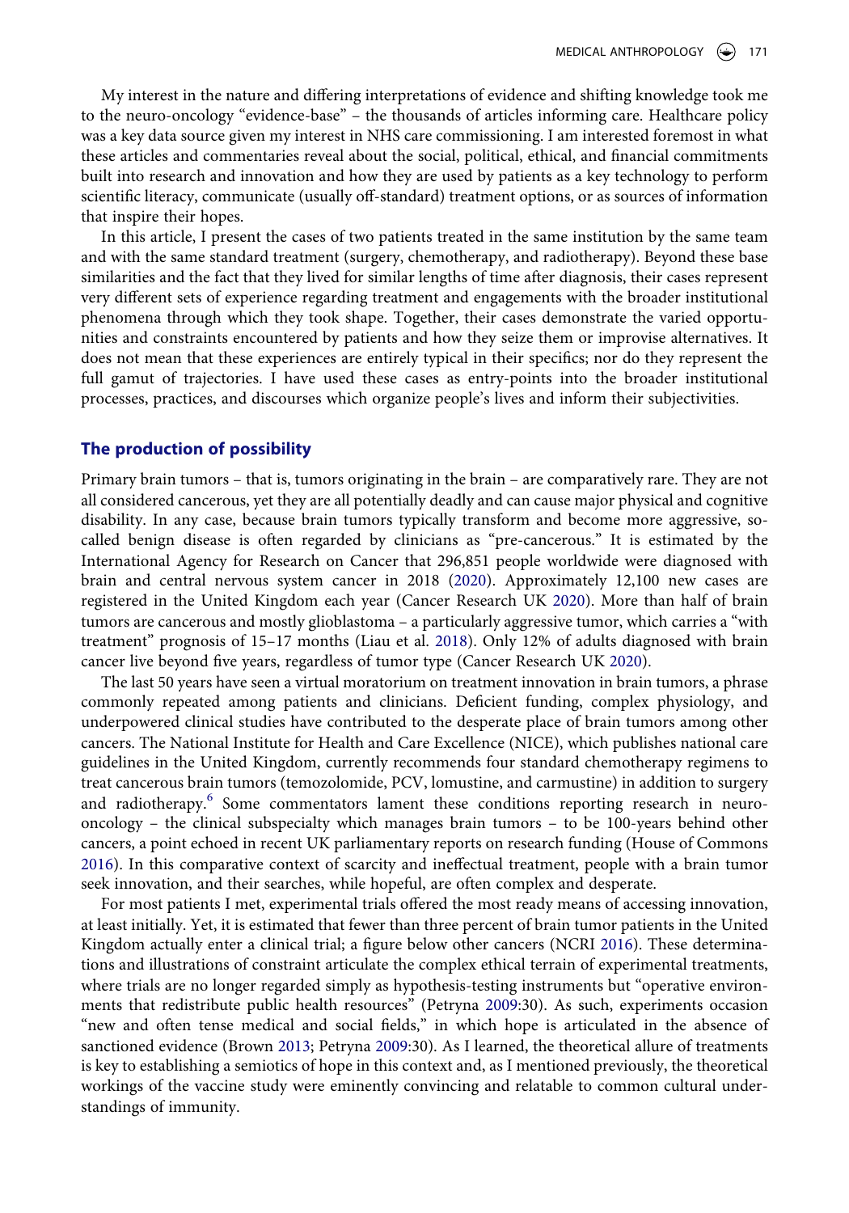My interest in the nature and differing interpretations of evidence and shifting knowledge took me to the neuro-oncology "evidence-base" – the thousands of articles informing care. Healthcare policy was a key data source given my interest in NHS care commissioning. I am interested foremost in what these articles and commentaries reveal about the social, political, ethical, and financial commitments built into research and innovation and how they are used by patients as a key technology to perform scientific literacy, communicate (usually off-standard) treatment options, or as sources of information that inspire their hopes.

In this article, I present the cases of two patients treated in the same institution by the same team and with the same standard treatment (surgery, chemotherapy, and radiotherapy). Beyond these base similarities and the fact that they lived for similar lengths of time after diagnosis, their cases represent very different sets of experience regarding treatment and engagements with the broader institutional phenomena through which they took shape. Together, their cases demonstrate the varied opportunities and constraints encountered by patients and how they seize them or improvise alternatives. It does not mean that these experiences are entirely typical in their specifics; nor do they represent the full gamut of trajectories. I have used these cases as entry-points into the broader institutional processes, practices, and discourses which organize people's lives and inform their subjectivities.

## The production of possibility

Primary brain tumors – that is, tumors originating in the brain – are comparatively rare. They are not all considered cancerous, yet they are all potentially deadly and can cause major physical and cognitive disability. In any case, because brain tumors typically transform and become more aggressive, so-called benign disease is often regarded by clinicians as "pre-cancerous." It is estimated by the International Agency for Research on Cancer that 296,851 people worldwide were diagnosed with brain and central nervous system cancer in 2018 (2020). Approximately 12,100 new cases are registered in the United Kingdom each year (Cancer Research UK 2020). More than half of brain tumors are cancerous and mostly glioblastoma – a particularly aggressive tumor, which carries a "with treatment" prognosis of 15–17 months (Liau et al. 2018). Only 12% of adults diagnosed with brain cancer live beyond five years, regardless of tumor type (Cancer Research UK 2020).

The last 50 years have seen a virtual moratorium on treatment innovation in brain tumors, a phrase commonly repeated among patients and clinicians. Deficient funding, complex physiology, and underpowered clinical studies have contributed to the desperate place of brain tumors among other cancers. The National Institute for Health and Care Excellence (NICE), which publishes national care guidelines in the United Kingdom, currently recommends four standard chemotherapy regimens to treat cancerous brain tumors (temozolomide, PCV, lomustine, and carmustine) in addition to surgery and radiotherapy.[6] Some commentators lament these conditions reporting research in neuro-oncology – the clinical subspecialty which manages brain tumors – to be 100-years behind other cancers, a point echoed in recent UK parliamentary reports on research funding (House of Commons 2016). In this comparative context of scarcity and ineffectual treatment, people with a brain tumor seek innovation, and their searches, while hopeful, are often complex and desperate.

For most patients I met, experimental trials offered the most ready means of accessing innovation, at least initially. Yet, it is estimated that fewer than three percent of brain tumor patients in the United Kingdom actually enter a clinical trial; a figure below other cancers (NCRI 2016). These determinations and illustrations of constraint articulate the complex ethical terrain of experimental treatments, where trials are no longer regarded simply as hypothesis-testing instruments but "operative environments that redistribute public health resources" (Petryna 2009:30). As such, experiments occasion "new and often tense medical and social fields," in which hope is articulated in the absence of sanctioned evidence (Brown 2013; Petryna 2009:30). As I learned, the theoretical allure of treatments is key to establishing a semiotics of hope in this context and, as I mentioned previously, the theoretical workings of the vaccine study were eminently convincing and relatable to common cultural understandings of immunity.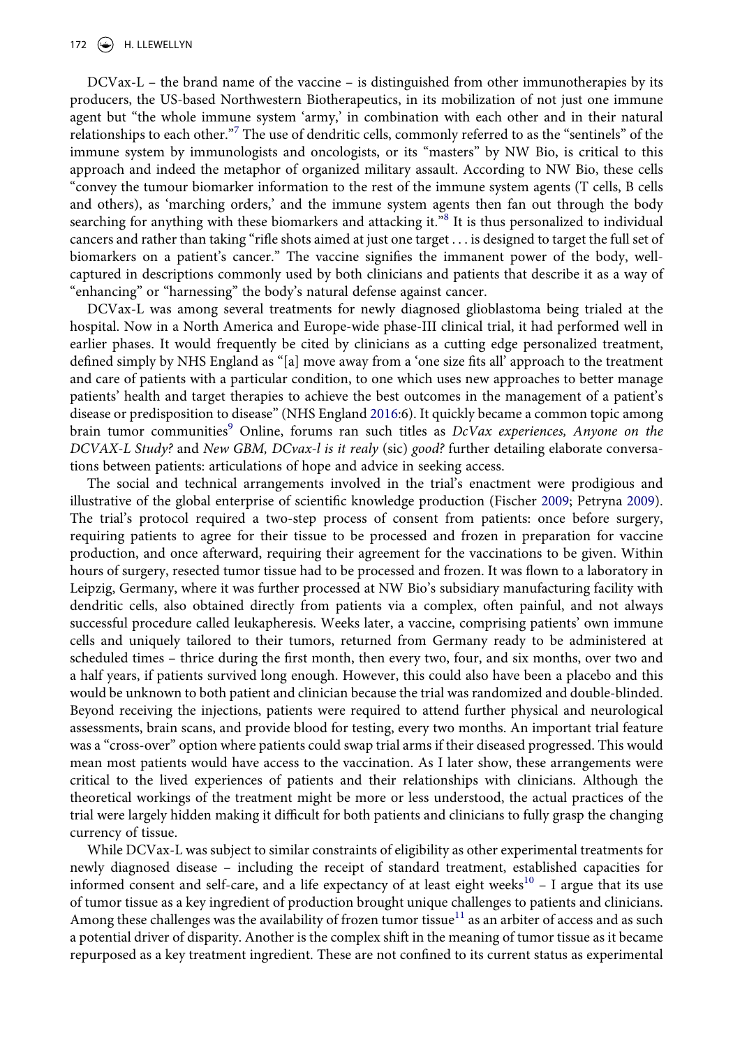DCVax-L – the brand name of the vaccine – is distinguished from other immunotherapies by its producers, the US-based Northwestern Biotherapeutics, in its mobilization of not just one immune agent but "the whole immune system 'army,' in combination with each other and in their natural relationships to each other."[7] The use of dendritic cells, commonly referred to as the "sentinels" of the immune system by immunologists and oncologists, or its "masters" by NW Bio, is critical to this approach and indeed the metaphor of organized military assault. According to NW Bio, these cells "convey the tumour biomarker information to the rest of the immune system agents (T cells, B cells and others), as 'marching orders,' and the immune system agents then fan out through the body searching for anything with these biomarkers and attacking it."[8] It is thus personalized to individual cancers and rather than taking "rifle shots aimed at just one target . . . is designed to target the full set of biomarkers on a patient's cancer." The vaccine signifies the immanent power of the body, well-captured in descriptions commonly used by both clinicians and patients that describe it as a way of "enhancing" or "harnessing" the body's natural defense against cancer.

DCVax-L was among several treatments for newly diagnosed glioblastoma being trialed at the hospital. Now in a North America and Europe-wide phase-III clinical trial, it had performed well in earlier phases. It would frequently be cited by clinicians as a cutting edge personalized treatment, defined simply by NHS England as "[a] move away from a 'one size fits all' approach to the treatment and care of patients with a particular condition, to one which uses new approaches to better manage patients' health and target therapies to achieve the best outcomes in the management of a patient's disease or predisposition to disease" (NHS England 2016:6). It quickly became a common topic among brain tumor communities[9] Online, forums ran such titles as *DcVax experiences, Anyone on the DCVAX-L Study?* and *New GBM, DCvax-l is it realy* (sic) *good?* further detailing elaborate conversations between patients: articulations of hope and advice in seeking access.

The social and technical arrangements involved in the trial's enactment were prodigious and illustrative of the global enterprise of scientific knowledge production (Fischer 2009; Petryna 2009). The trial's protocol required a two-step process of consent from patients: once before surgery, requiring patients to agree for their tissue to be processed and frozen in preparation for vaccine production, and once afterward, requiring their agreement for the vaccinations to be given. Within hours of surgery, resected tumor tissue had to be processed and frozen. It was flown to a laboratory in Leipzig, Germany, where it was further processed at NW Bio's subsidiary manufacturing facility with dendritic cells, also obtained directly from patients via a complex, often painful, and not always successful procedure called leukapheresis. Weeks later, a vaccine, comprising patients' own immune cells and uniquely tailored to their tumors, returned from Germany ready to be administered at scheduled times – thrice during the first month, then every two, four, and six months, over two and a half years, if patients survived long enough. However, this could also have been a placebo and this would be unknown to both patient and clinician because the trial was randomized and double-blinded. Beyond receiving the injections, patients were required to attend further physical and neurological assessments, brain scans, and provide blood for testing, every two months. An important trial feature was a "cross-over" option where patients could swap trial arms if their diseased progressed. This would mean most patients would have access to the vaccination. As I later show, these arrangements were critical to the lived experiences of patients and their relationships with clinicians. Although the theoretical workings of the treatment might be more or less understood, the actual practices of the trial were largely hidden making it difficult for both patients and clinicians to fully grasp the changing currency of tissue.

While DCVax-L was subject to similar constraints of eligibility as other experimental treatments for newly diagnosed disease – including the receipt of standard treatment, established capacities for informed consent and self-care, and a life expectancy of at least eight weeks[10] – I argue that its use of tumor tissue as a key ingredient of production brought unique challenges to patients and clinicians. Among these challenges was the availability of frozen tumor tissue[11] as an arbiter of access and as such a potential driver of disparity. Another is the complex shift in the meaning of tumor tissue as it became repurposed as a key treatment ingredient. These are not confined to its current status as experimental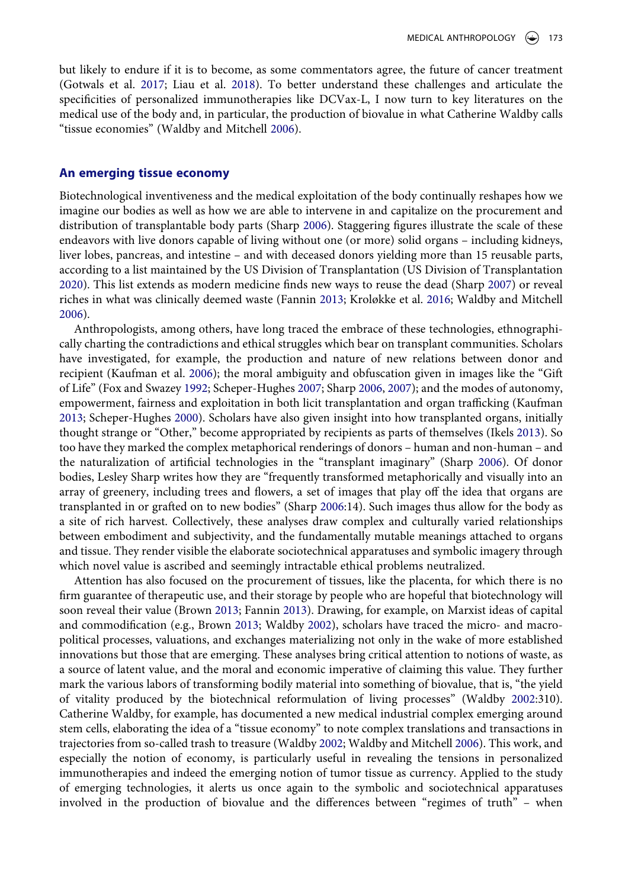but likely to endure if it is to become, as some commentators agree, the future of cancer treatment (Gotwals et al. 2017; Liau et al. 2018). To better understand these challenges and articulate the specificities of personalized immunotherapies like DCVax-L, I now turn to key literatures on the medical use of the body and, in particular, the production of biovalue in what Catherine Waldby calls "tissue economies" (Waldby and Mitchell 2006).

## An emerging tissue economy

Biotechnological inventiveness and the medical exploitation of the body continually reshapes how we imagine our bodies as well as how we are able to intervene in and capitalize on the procurement and distribution of transplantable body parts (Sharp 2006). Staggering figures illustrate the scale of these endeavors with live donors capable of living without one (or more) solid organs – including kidneys, liver lobes, pancreas, and intestine – and with deceased donors yielding more than 15 reusable parts, according to a list maintained by the US Division of Transplantation (US Division of Transplantation 2020). This list extends as modern medicine finds new ways to reuse the dead (Sharp 2007) or reveal riches in what was clinically deemed waste (Fannin 2013; Kroløkke et al. 2016; Waldby and Mitchell 2006).

Anthropologists, among others, have long traced the embrace of these technologies, ethnographically charting the contradictions and ethical struggles which bear on transplant communities. Scholars have investigated, for example, the production and nature of new relations between donor and recipient (Kaufman et al. 2006); the moral ambiguity and obfuscation given in images like the "Gift of Life" (Fox and Swazey 1992; Scheper-Hughes 2007; Sharp 2006, 2007); and the modes of autonomy, empowerment, fairness and exploitation in both licit transplantation and organ trafficking (Kaufman 2013; Scheper-Hughes 2000). Scholars have also given insight into how transplanted organs, initially thought strange or "Other," become appropriated by recipients as parts of themselves (Ikels 2013). So too have they marked the complex metaphorical renderings of donors – human and non-human – and the naturalization of artificial technologies in the "transplant imaginary" (Sharp 2006). Of donor bodies, Lesley Sharp writes how they are "frequently transformed metaphorically and visually into an array of greenery, including trees and flowers, a set of images that play off the idea that organs are transplanted in or grafted on to new bodies" (Sharp 2006:14). Such images thus allow for the body as a site of rich harvest. Collectively, these analyses draw complex and culturally varied relationships between embodiment and subjectivity, and the fundamentally mutable meanings attached to organs and tissue. They render visible the elaborate sociotechnical apparatuses and symbolic imagery through which novel value is ascribed and seemingly intractable ethical problems neutralized.

Attention has also focused on the procurement of tissues, like the placenta, for which there is no firm guarantee of therapeutic use, and their storage by people who are hopeful that biotechnology will soon reveal their value (Brown 2013; Fannin 2013). Drawing, for example, on Marxist ideas of capital and commodification (e.g., Brown 2013; Waldby 2002), scholars have traced the micro- and macro-political processes, valuations, and exchanges materializing not only in the wake of more established innovations but those that are emerging. These analyses bring critical attention to notions of waste, as a source of latent value, and the moral and economic imperative of claiming this value. They further mark the various labors of transforming bodily material into something of biovalue, that is, "the yield of vitality produced by the biotechnical reformulation of living processes" (Waldby 2002:310). Catherine Waldby, for example, has documented a new medical industrial complex emerging around stem cells, elaborating the idea of a "tissue economy" to note complex translations and transactions in trajectories from so-called trash to treasure (Waldby 2002; Waldby and Mitchell 2006). This work, and especially the notion of economy, is particularly useful in revealing the tensions in personalized immunotherapies and indeed the emerging notion of tumor tissue as currency. Applied to the study of emerging technologies, it alerts us once again to the symbolic and sociotechnical apparatuses involved in the production of biovalue and the differences between "regimes of truth" – when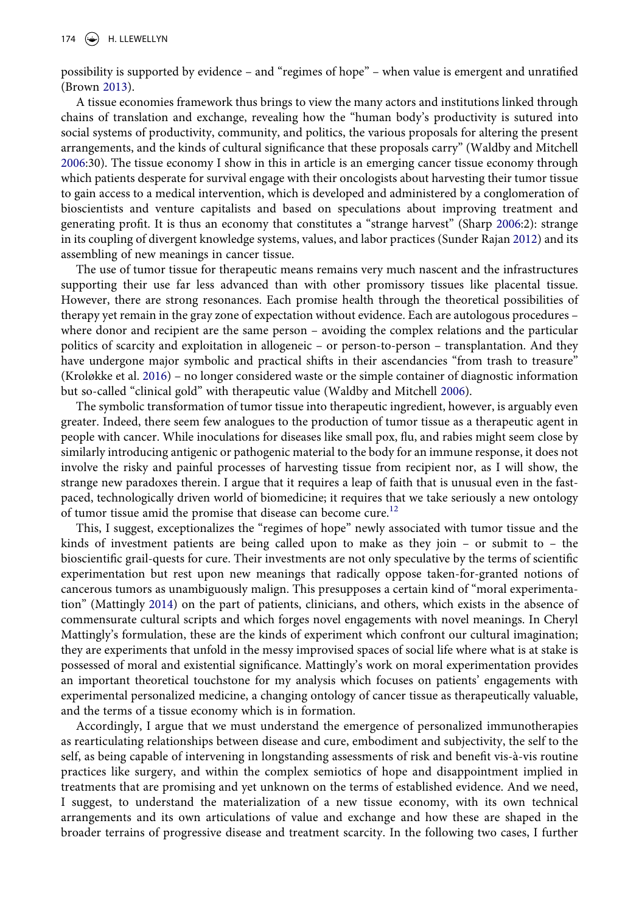possibility is supported by evidence – and "regimes of hope" – when value is emergent and unratified (Brown 2013).

A tissue economies framework thus brings to view the many actors and institutions linked through chains of translation and exchange, revealing how the "human body's productivity is sutured into social systems of productivity, community, and politics, the various proposals for altering the present arrangements, and the kinds of cultural significance that these proposals carry" (Waldby and Mitchell 2006:30). The tissue economy I show in this in article is an emerging cancer tissue economy through which patients desperate for survival engage with their oncologists about harvesting their tumor tissue to gain access to a medical intervention, which is developed and administered by a conglomeration of bioscientists and venture capitalists and based on speculations about improving treatment and generating profit. It is thus an economy that constitutes a "strange harvest" (Sharp 2006:2): strange in its coupling of divergent knowledge systems, values, and labor practices (Sunder Rajan 2012) and its assembling of new meanings in cancer tissue.

The use of tumor tissue for therapeutic means remains very much nascent and the infrastructures supporting their use far less advanced than with other promissory tissues like placental tissue. However, there are strong resonances. Each promise health through the theoretical possibilities of therapy yet remain in the gray zone of expectation without evidence. Each are autologous procedures – where donor and recipient are the same person – avoiding the complex relations and the particular politics of scarcity and exploitation in allogeneic – or person-to-person – transplantation. And they have undergone major symbolic and practical shifts in their ascendancies "from trash to treasure" (Kroløkke et al. 2016) – no longer considered waste or the simple container of diagnostic information but so-called "clinical gold" with therapeutic value (Waldby and Mitchell 2006).

The symbolic transformation of tumor tissue into therapeutic ingredient, however, is arguably even greater. Indeed, there seem few analogues to the production of tumor tissue as a therapeutic agent in people with cancer. While inoculations for diseases like small pox, flu, and rabies might seem close by similarly introducing antigenic or pathogenic material to the body for an immune response, it does not involve the risky and painful processes of harvesting tissue from recipient nor, as I will show, the strange new paradoxes therein. I argue that it requires a leap of faith that is unusual even in the fast-paced, technologically driven world of biomedicine; it requires that we take seriously a new ontology of tumor tissue amid the promise that disease can become cure.[12]

This, I suggest, exceptionalizes the "regimes of hope" newly associated with tumor tissue and the kinds of investment patients are being called upon to make as they join – or submit to – the bioscientific grail-quests for cure. Their investments are not only speculative by the terms of scientific experimentation but rest upon new meanings that radically oppose taken-for-granted notions of cancerous tumors as unambiguously malign. This presupposes a certain kind of "moral experimentation" (Mattingly 2014) on the part of patients, clinicians, and others, which exists in the absence of commensurate cultural scripts and which forges novel engagements with novel meanings. In Cheryl Mattingly's formulation, these are the kinds of experiment which confront our cultural imagination; they are experiments that unfold in the messy improvised spaces of social life where what is at stake is possessed of moral and existential significance. Mattingly's work on moral experimentation provides an important theoretical touchstone for my analysis which focuses on patients' engagements with experimental personalized medicine, a changing ontology of cancer tissue as therapeutically valuable, and the terms of a tissue economy which is in formation.

Accordingly, I argue that we must understand the emergence of personalized immunotherapies as rearticulating relationships between disease and cure, embodiment and subjectivity, the self to the self, as being capable of intervening in longstanding assessments of risk and benefit vis-à-vis routine practices like surgery, and within the complex semiotics of hope and disappointment implied in treatments that are promising and yet unknown on the terms of established evidence. And we need, I suggest, to understand the materialization of a new tissue economy, with its own technical arrangements and its own articulations of value and exchange and how these are shaped in the broader terrains of progressive disease and treatment scarcity. In the following two cases, I further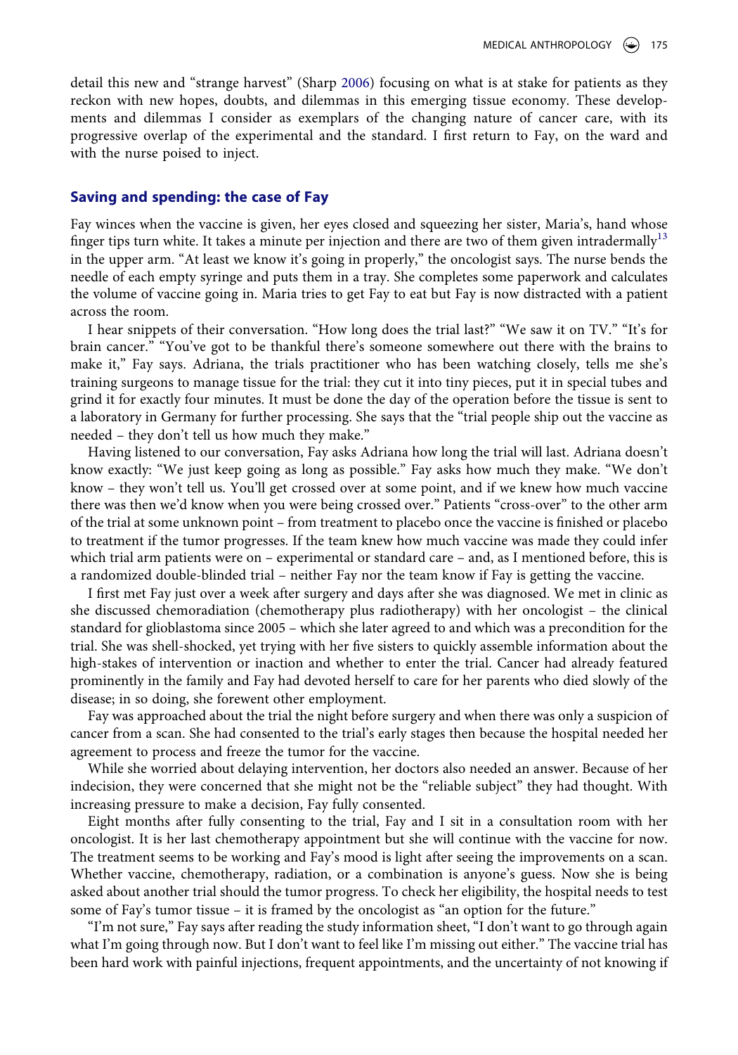detail this new and "strange harvest" (Sharp 2006) focusing on what is at stake for patients as they reckon with new hopes, doubts, and dilemmas in this emerging tissue economy. These developments and dilemmas I consider as exemplars of the changing nature of cancer care, with its progressive overlap of the experimental and the standard. I first return to Fay, on the ward and with the nurse poised to inject.

## Saving and spending: the case of Fay

Fay winces when the vaccine is given, her eyes closed and squeezing her sister, Maria's, hand whose finger tips turn white. It takes a minute per injection and there are two of them given intradermally[13] in the upper arm. "At least we know it's going in properly," the oncologist says. The nurse bends the needle of each empty syringe and puts them in a tray. She completes some paperwork and calculates the volume of vaccine going in. Maria tries to get Fay to eat but Fay is now distracted with a patient across the room.

I hear snippets of their conversation. "How long does the trial last?" "We saw it on TV." "It's for brain cancer." "You've got to be thankful there's someone somewhere out there with the brains to make it," Fay says. Adriana, the trials practitioner who has been watching closely, tells me she's training surgeons to manage tissue for the trial: they cut it into tiny pieces, put it in special tubes and grind it for exactly four minutes. It must be done the day of the operation before the tissue is sent to a laboratory in Germany for further processing. She says that the "trial people ship out the vaccine as needed – they don't tell us how much they make."

Having listened to our conversation, Fay asks Adriana how long the trial will last. Adriana doesn't know exactly: "We just keep going as long as possible." Fay asks how much they make. "We don't know – they won't tell us. You'll get crossed over at some point, and if we knew how much vaccine there was then we'd know when you were being crossed over." Patients "cross-over" to the other arm of the trial at some unknown point – from treatment to placebo once the vaccine is finished or placebo to treatment if the tumor progresses. If the team knew how much vaccine was made they could infer which trial arm patients were on – experimental or standard care – and, as I mentioned before, this is a randomized double-blinded trial – neither Fay nor the team know if Fay is getting the vaccine.

I first met Fay just over a week after surgery and days after she was diagnosed. We met in clinic as she discussed chemoradiation (chemotherapy plus radiotherapy) with her oncologist – the clinical standard for glioblastoma since 2005 – which she later agreed to and which was a precondition for the trial. She was shell-shocked, yet trying with her five sisters to quickly assemble information about the high-stakes of intervention or inaction and whether to enter the trial. Cancer had already featured prominently in the family and Fay had devoted herself to care for her parents who died slowly of the disease; in so doing, she forewent other employment.

Fay was approached about the trial the night before surgery and when there was only a suspicion of cancer from a scan. She had consented to the trial's early stages then because the hospital needed her agreement to process and freeze the tumor for the vaccine.

While she worried about delaying intervention, her doctors also needed an answer. Because of her indecision, they were concerned that she might not be the "reliable subject" they had thought. With increasing pressure to make a decision, Fay fully consented.

Eight months after fully consenting to the trial, Fay and I sit in a consultation room with her oncologist. It is her last chemotherapy appointment but she will continue with the vaccine for now. The treatment seems to be working and Fay's mood is light after seeing the improvements on a scan. Whether vaccine, chemotherapy, radiation, or a combination is anyone's guess. Now she is being asked about another trial should the tumor progress. To check her eligibility, the hospital needs to test some of Fay's tumor tissue – it is framed by the oncologist as "an option for the future."

"I'm not sure," Fay says after reading the study information sheet, "I don't want to go through again what I'm going through now. But I don't want to feel like I'm missing out either." The vaccine trial has been hard work with painful injections, frequent appointments, and the uncertainty of not knowing if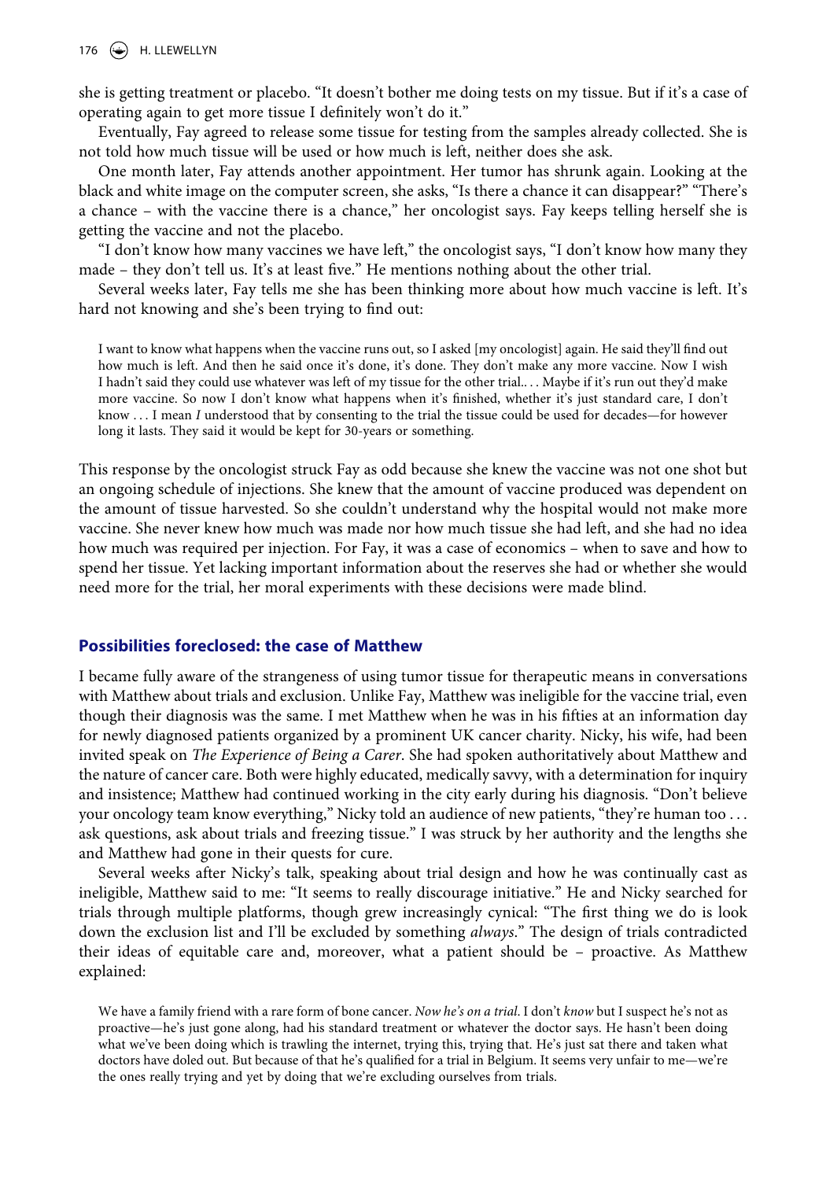she is getting treatment or placebo. "It doesn't bother me doing tests on my tissue. But if it's a case of operating again to get more tissue I definitely won't do it."

Eventually, Fay agreed to release some tissue for testing from the samples already collected. She is not told how much tissue will be used or how much is left, neither does she ask.

One month later, Fay attends another appointment. Her tumor has shrunk again. Looking at the black and white image on the computer screen, she asks, "Is there a chance it can disappear?" "There's a chance – with the vaccine there is a chance," her oncologist says. Fay keeps telling herself she is getting the vaccine and not the placebo.

"I don't know how many vaccines we have left," the oncologist says, "I don't know how many they made – they don't tell us. It's at least five." He mentions nothing about the other trial.

Several weeks later, Fay tells me she has been thinking more about how much vaccine is left. It's hard not knowing and she's been trying to find out:

> I want to know what happens when the vaccine runs out, so I asked [my oncologist] again. He said they'll find out how much is left. And then he said once it's done, it's done. They don't make any more vaccine. Now I wish I hadn't said they could use whatever was left of my tissue for the other trial.. . . Maybe if it's run out they'd make more vaccine. So now I don't know what happens when it's finished, whether it's just standard care, I don't know . . . I mean *I* understood that by consenting to the trial the tissue could be used for decades—for however long it lasts. They said it would be kept for 30-years or something.

This response by the oncologist struck Fay as odd because she knew the vaccine was not one shot but an ongoing schedule of injections. She knew that the amount of vaccine produced was dependent on the amount of tissue harvested. So she couldn't understand why the hospital would not make more vaccine. She never knew how much was made nor how much tissue she had left, and she had no idea how much was required per injection. For Fay, it was a case of economics – when to save and how to spend her tissue. Yet lacking important information about the reserves she had or whether she would need more for the trial, her moral experiments with these decisions were made blind.

## Possibilities foreclosed: the case of Matthew

I became fully aware of the strangeness of using tumor tissue for therapeutic means in conversations with Matthew about trials and exclusion. Unlike Fay, Matthew was ineligible for the vaccine trial, even though their diagnosis was the same. I met Matthew when he was in his fifties at an information day for newly diagnosed patients organized by a prominent UK cancer charity. Nicky, his wife, had been invited speak on *The Experience of Being a Carer*. She had spoken authoritatively about Matthew and the nature of cancer care. Both were highly educated, medically savvy, with a determination for inquiry and insistence; Matthew had continued working in the city early during his diagnosis. "Don't believe your oncology team know everything," Nicky told an audience of new patients, "they're human too . . . ask questions, ask about trials and freezing tissue." I was struck by her authority and the lengths she and Matthew had gone in their quests for cure.

Several weeks after Nicky's talk, speaking about trial design and how he was continually cast as ineligible, Matthew said to me: "It seems to really discourage initiative." He and Nicky searched for trials through multiple platforms, though grew increasingly cynical: "The first thing we do is look down the exclusion list and I'll be excluded by something *always*." The design of trials contradicted their ideas of equitable care and, moreover, what a patient should be – proactive. As Matthew explained:

> We have a family friend with a rare form of bone cancer. *Now he's on a trial*. I don't *know* but I suspect he's not as proactive—he's just gone along, had his standard treatment or whatever the doctor says. He hasn't been doing what we've been doing which is trawling the internet, trying this, trying that. He's just sat there and taken what doctors have doled out. But because of that he's qualified for a trial in Belgium. It seems very unfair to me—we're the ones really trying and yet by doing that we're excluding ourselves from trials.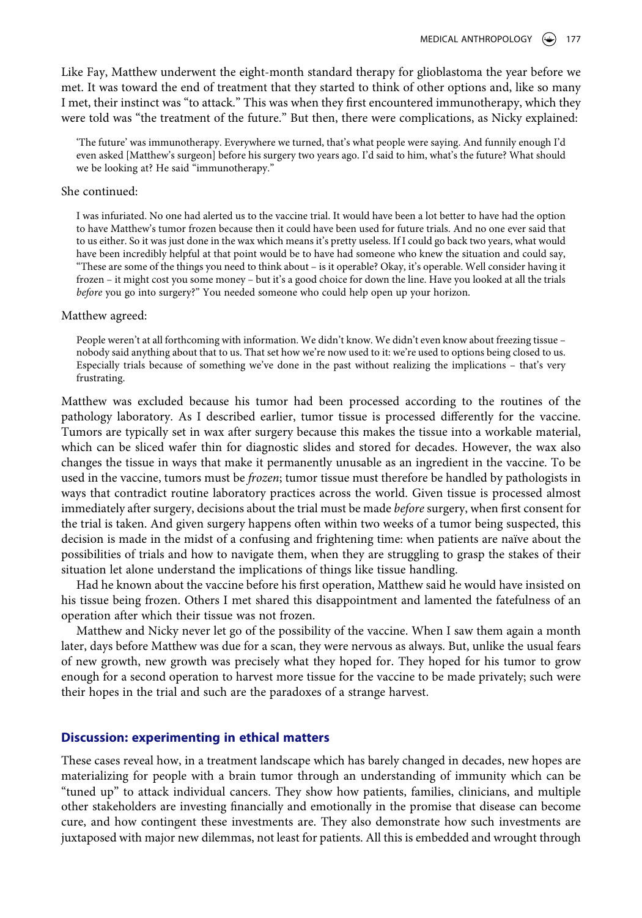Like Fay, Matthew underwent the eight-month standard therapy for glioblastoma the year before we met. It was toward the end of treatment that they started to think of other options and, like so many I met, their instinct was "to attack." This was when they first encountered immunotherapy, which they were told was "the treatment of the future." But then, there were complications, as Nicky explained:

> 'The future' was immunotherapy. Everywhere we turned, that's what people were saying. And funnily enough I'd even asked [Matthew's surgeon] before his surgery two years ago. I'd said to him, what's the future? What should we be looking at? He said "immunotherapy."

She continued:

> I was infuriated. No one had alerted us to the vaccine trial. It would have been a lot better to have had the option to have Matthew's tumor frozen because then it could have been used for future trials. And no one ever said that to us either. So it was just done in the wax which means it's pretty useless. If I could go back two years, what would have been incredibly helpful at that point would be to have had someone who knew the situation and could say, "These are some of the things you need to think about – is it operable? Okay, it's operable. Well consider having it frozen – it might cost you some money – but it's a good choice for down the line. Have you looked at all the trials *before* you go into surgery?" You needed someone who could help open up your horizon.

Matthew agreed:

> People weren't at all forthcoming with information. We didn't know. We didn't even know about freezing tissue – nobody said anything about that to us. That set how we're now used to it: we're used to options being closed to us. Especially trials because of something we've done in the past without realizing the implications – that's very frustrating.

Matthew was excluded because his tumor had been processed according to the routines of the pathology laboratory. As I described earlier, tumor tissue is processed differently for the vaccine. Tumors are typically set in wax after surgery because this makes the tissue into a workable material, which can be sliced wafer thin for diagnostic slides and stored for decades. However, the wax also changes the tissue in ways that make it permanently unusable as an ingredient in the vaccine. To be used in the vaccine, tumors must be *frozen*; tumor tissue must therefore be handled by pathologists in ways that contradict routine laboratory practices across the world. Given tissue is processed almost immediately after surgery, decisions about the trial must be made *before* surgery, when first consent for the trial is taken. And given surgery happens often within two weeks of a tumor being suspected, this decision is made in the midst of a confusing and frightening time: when patients are naïve about the possibilities of trials and how to navigate them, when they are struggling to grasp the stakes of their situation let alone understand the implications of things like tissue handling.

Had he known about the vaccine before his first operation, Matthew said he would have insisted on his tissue being frozen. Others I met shared this disappointment and lamented the fatefulness of an operation after which their tissue was not frozen.

Matthew and Nicky never let go of the possibility of the vaccine. When I saw them again a month later, days before Matthew was due for a scan, they were nervous as always. But, unlike the usual fears of new growth, new growth was precisely what they hoped for. They hoped for his tumor to grow enough for a second operation to harvest more tissue for the vaccine to be made privately; such were their hopes in the trial and such are the paradoxes of a strange harvest.

## Discussion: experimenting in ethical matters

These cases reveal how, in a treatment landscape which has barely changed in decades, new hopes are materializing for people with a brain tumor through an understanding of immunity which can be "tuned up" to attack individual cancers. They show how patients, families, clinicians, and multiple other stakeholders are investing financially and emotionally in the promise that disease can become cure, and how contingent these investments are. They also demonstrate how such investments are juxtaposed with major new dilemmas, not least for patients. All this is embedded and wrought through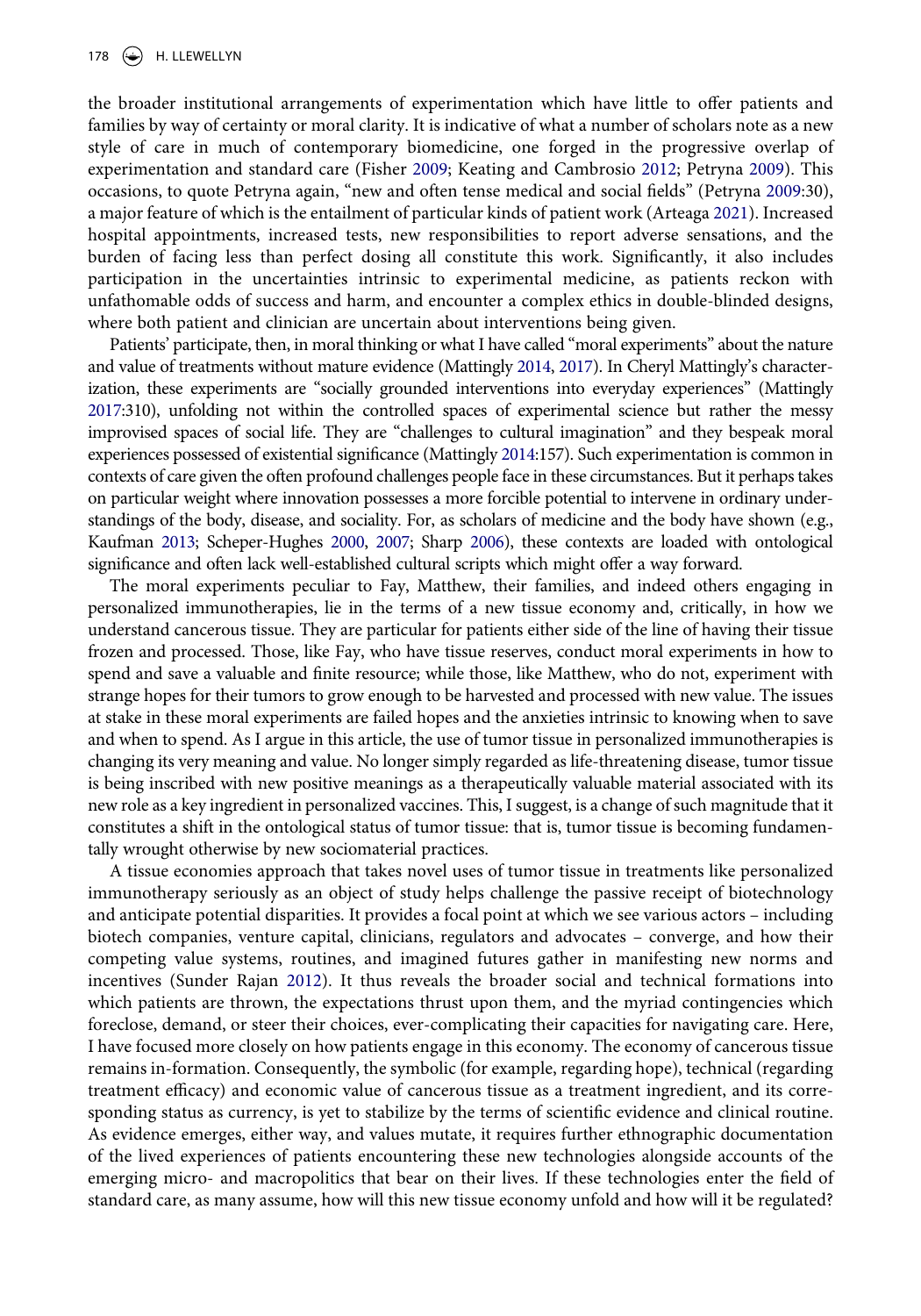the broader institutional arrangements of experimentation which have little to offer patients and families by way of certainty or moral clarity. It is indicative of what a number of scholars note as a new style of care in much of contemporary biomedicine, one forged in the progressive overlap of experimentation and standard care (Fisher 2009; Keating and Cambrosio 2012; Petryna 2009). This occasions, to quote Petryna again, "new and often tense medical and social fields" (Petryna 2009:30), a major feature of which is the entailment of particular kinds of patient work (Arteaga 2021). Increased hospital appointments, increased tests, new responsibilities to report adverse sensations, and the burden of facing less than perfect dosing all constitute this work. Significantly, it also includes participation in the uncertainties intrinsic to experimental medicine, as patients reckon with unfathomable odds of success and harm, and encounter a complex ethics in double-blinded designs, where both patient and clinician are uncertain about interventions being given.

Patients' participate, then, in moral thinking or what I have called "moral experiments" about the nature and value of treatments without mature evidence (Mattingly 2014, 2017). In Cheryl Mattingly's characterization, these experiments are "socially grounded interventions into everyday experiences" (Mattingly 2017:310), unfolding not within the controlled spaces of experimental science but rather the messy improvised spaces of social life. They are "challenges to cultural imagination" and they bespeak moral experiences possessed of existential significance (Mattingly 2014:157). Such experimentation is common in contexts of care given the often profound challenges people face in these circumstances. But it perhaps takes on particular weight where innovation possesses a more forcible potential to intervene in ordinary understandings of the body, disease, and sociality. For, as scholars of medicine and the body have shown (e.g., Kaufman 2013; Scheper-Hughes 2000, 2007; Sharp 2006), these contexts are loaded with ontological significance and often lack well-established cultural scripts which might offer a way forward.

The moral experiments peculiar to Fay, Matthew, their families, and indeed others engaging in personalized immunotherapies, lie in the terms of a new tissue economy and, critically, in how we understand cancerous tissue. They are particular for patients either side of the line of having their tissue frozen and processed. Those, like Fay, who have tissue reserves, conduct moral experiments in how to spend and save a valuable and finite resource; while those, like Matthew, who do not, experiment with strange hopes for their tumors to grow enough to be harvested and processed with new value. The issues at stake in these moral experiments are failed hopes and the anxieties intrinsic to knowing when to save and when to spend. As I argue in this article, the use of tumor tissue in personalized immunotherapies is changing its very meaning and value. No longer simply regarded as life-threatening disease, tumor tissue is being inscribed with new positive meanings as a therapeutically valuable material associated with its new role as a key ingredient in personalized vaccines. This, I suggest, is a change of such magnitude that it constitutes a shift in the ontological status of tumor tissue: that is, tumor tissue is becoming fundamentally wrought otherwise by new sociomaterial practices.

A tissue economies approach that takes novel uses of tumor tissue in treatments like personalized immunotherapy seriously as an object of study helps challenge the passive receipt of biotechnology and anticipate potential disparities. It provides a focal point at which we see various actors – including biotech companies, venture capital, clinicians, regulators and advocates – converge, and how their competing value systems, routines, and imagined futures gather in manifesting new norms and incentives (Sunder Rajan 2012). It thus reveals the broader social and technical formations into which patients are thrown, the expectations thrust upon them, and the myriad contingencies which foreclose, demand, or steer their choices, ever-complicating their capacities for navigating care. Here, I have focused more closely on how patients engage in this economy. The economy of cancerous tissue remains in-formation. Consequently, the symbolic (for example, regarding hope), technical (regarding treatment efficacy) and economic value of cancerous tissue as a treatment ingredient, and its corresponding status as currency, is yet to stabilize by the terms of scientific evidence and clinical routine. As evidence emerges, either way, and values mutate, it requires further ethnographic documentation of the lived experiences of patients encountering these new technologies alongside accounts of the emerging micro- and macropolitics that bear on their lives. If these technologies enter the field of standard care, as many assume, how will this new tissue economy unfold and how will it be regulated?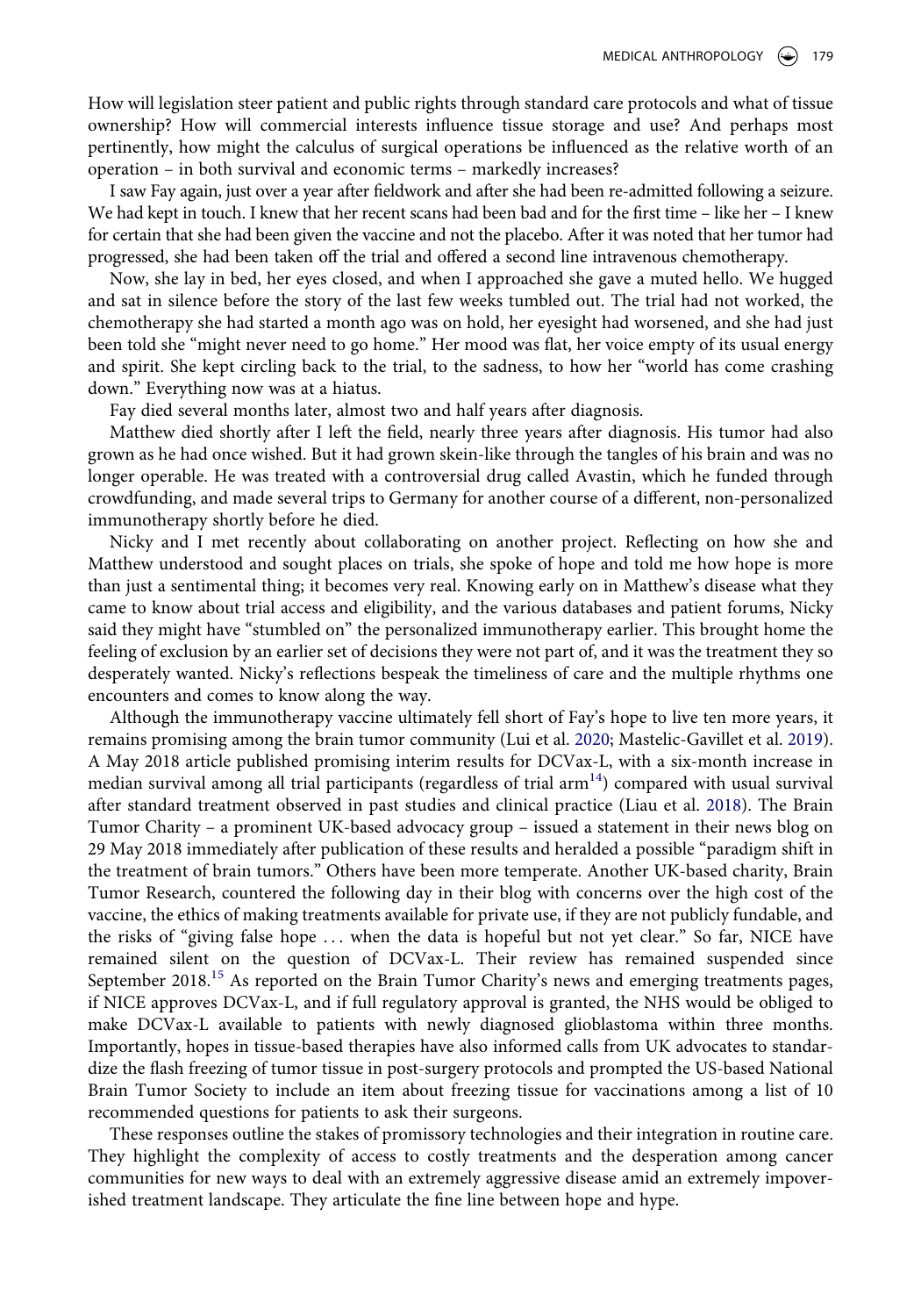How will legislation steer patient and public rights through standard care protocols and what of tissue ownership? How will commercial interests influence tissue storage and use? And perhaps most pertinently, how might the calculus of surgical operations be influenced as the relative worth of an operation – in both survival and economic terms – markedly increases?

I saw Fay again, just over a year after fieldwork and after she had been re-admitted following a seizure. We had kept in touch. I knew that her recent scans had been bad and for the first time – like her – I knew for certain that she had been given the vaccine and not the placebo. After it was noted that her tumor had progressed, she had been taken off the trial and offered a second line intravenous chemotherapy.

Now, she lay in bed, her eyes closed, and when I approached she gave a muted hello. We hugged and sat in silence before the story of the last few weeks tumbled out. The trial had not worked, the chemotherapy she had started a month ago was on hold, her eyesight had worsened, and she had just been told she "might never need to go home." Her mood was flat, her voice empty of its usual energy and spirit. She kept circling back to the trial, to the sadness, to how her "world has come crashing down." Everything now was at a hiatus.

Fay died several months later, almost two and half years after diagnosis.

Matthew died shortly after I left the field, nearly three years after diagnosis. His tumor had also grown as he had once wished. But it had grown skein-like through the tangles of his brain and was no longer operable. He was treated with a controversial drug called Avastin, which he funded through crowdfunding, and made several trips to Germany for another course of a different, non-personalized immunotherapy shortly before he died.

Nicky and I met recently about collaborating on another project. Reflecting on how she and Matthew understood and sought places on trials, she spoke of hope and told me how hope is more than just a sentimental thing; it becomes very real. Knowing early on in Matthew's disease what they came to know about trial access and eligibility, and the various databases and patient forums, Nicky said they might have "stumbled on" the personalized immunotherapy earlier. This brought home the feeling of exclusion by an earlier set of decisions they were not part of, and it was the treatment they so desperately wanted. Nicky's reflections bespeak the timeliness of care and the multiple rhythms one encounters and comes to know along the way.

Although the immunotherapy vaccine ultimately fell short of Fay's hope to live ten more years, it remains promising among the brain tumor community (Lui et al. 2020; Mastelic-Gavillet et al. 2019). A May 2018 article published promising interim results for DCVax-L, with a six-month increase in median survival among all trial participants (regardless of trial arm[14]) compared with usual survival after standard treatment observed in past studies and clinical practice (Liau et al. 2018). The Brain Tumor Charity – a prominent UK-based advocacy group – issued a statement in their news blog on 29 May 2018 immediately after publication of these results and heralded a possible "paradigm shift in the treatment of brain tumors." Others have been more temperate. Another UK-based charity, Brain Tumor Research, countered the following day in their blog with concerns over the high cost of the vaccine, the ethics of making treatments available for private use, if they are not publicly fundable, and the risks of "giving false hope … when the data is hopeful but not yet clear." So far, NICE have remained silent on the question of DCVax-L. Their review has remained suspended since September 2018.[15] As reported on the Brain Tumor Charity's news and emerging treatments pages, if NICE approves DCVax-L, and if full regulatory approval is granted, the NHS would be obliged to make DCVax-L available to patients with newly diagnosed glioblastoma within three months. Importantly, hopes in tissue-based therapies have also informed calls from UK advocates to standardize the flash freezing of tumor tissue in post-surgery protocols and prompted the US-based National Brain Tumor Society to include an item about freezing tissue for vaccinations among a list of 10 recommended questions for patients to ask their surgeons.

These responses outline the stakes of promissory technologies and their integration in routine care. They highlight the complexity of access to costly treatments and the desperation among cancer communities for new ways to deal with an extremely aggressive disease amid an extremely impoverished treatment landscape. They articulate the fine line between hope and hype.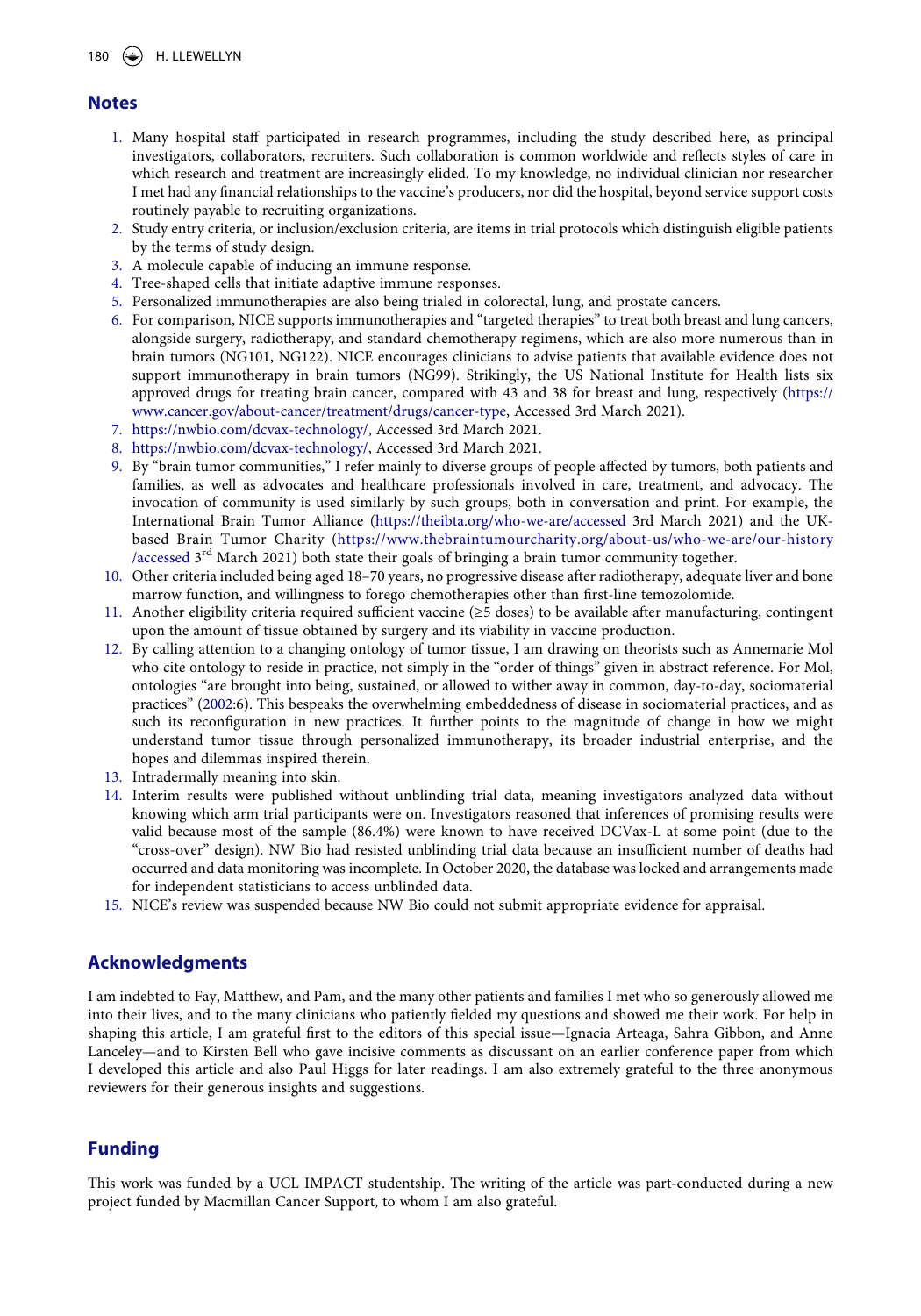## Notes

1. Many hospital staff participated in research programmes, including the study described here, as principal investigators, collaborators, recruiters. Such collaboration is common worldwide and reflects styles of care in which research and treatment are increasingly elided. To my knowledge, no individual clinician nor researcher I met had any financial relationships to the vaccine's producers, nor did the hospital, beyond service support costs routinely payable to recruiting organizations.
2. Study entry criteria, or inclusion/exclusion criteria, are items in trial protocols which distinguish eligible patients by the terms of study design.
3. A molecule capable of inducing an immune response.
4. Tree-shaped cells that initiate adaptive immune responses.
5. Personalized immunotherapies are also being trialed in colorectal, lung, and prostate cancers.
6. For comparison, NICE supports immunotherapies and "targeted therapies" to treat both breast and lung cancers, alongside surgery, radiotherapy, and standard chemotherapy regimens, which are also more numerous than in brain tumors (NG101, NG122). NICE encourages clinicians to advise patients that available evidence does not support immunotherapy in brain tumors (NG99). Strikingly, the US National Institute for Health lists six approved drugs for treating brain cancer, compared with 43 and 38 for breast and lung, respectively (https://www.cancer.gov/about-cancer/treatment/drugs/cancer-type, Accessed 3rd March 2021).
7. https://nwbio.com/dcvax-technology/, Accessed 3rd March 2021.
8. https://nwbio.com/dcvax-technology/, Accessed 3rd March 2021.
9. By "brain tumor communities," I refer mainly to diverse groups of people affected by tumors, both patients and families, as well as advocates and healthcare professionals involved in care, treatment, and advocacy. The invocation of community is used similarly by such groups, both in conversation and print. For example, the International Brain Tumor Alliance (https://theibta.org/who-we-are/accessed 3rd March 2021) and the UK-based Brain Tumor Charity (https://www.thebraintumourcharity.org/about-us/who-we-are/our-history/accessed 3rd March 2021) both state their goals of bringing a brain tumor community together.
10. Other criteria included being aged 18–70 years, no progressive disease after radiotherapy, adequate liver and bone marrow function, and willingness to forego chemotherapies other than first-line temozolomide.
11. Another eligibility criteria required sufficient vaccine (≥5 doses) to be available after manufacturing, contingent upon the amount of tissue obtained by surgery and its viability in vaccine production.
12. By calling attention to a changing ontology of tumor tissue, I am drawing on theorists such as Annemarie Mol who cite ontology to reside in practice, not simply in the "order of things" given in abstract reference. For Mol, ontologies "are brought into being, sustained, or allowed to wither away in common, day-to-day, sociomaterial practices" (2002:6). This bespeaks the overwhelming embeddedness of disease in sociomaterial practices, and as such its reconfiguration in new practices. It further points to the magnitude of change in how we might understand tumor tissue through personalized immunotherapy, its broader industrial enterprise, and the hopes and dilemmas inspired therein.
13. Intradermally meaning into skin.
14. Interim results were published without unblinding trial data, meaning investigators analyzed data without knowing which arm trial participants were on. Investigators reasoned that inferences of promising results were valid because most of the sample (86.4%) were known to have received DCVax-L at some point (due to the "cross-over" design). NW Bio had resisted unblinding trial data because an insufficient number of deaths had occurred and data monitoring was incomplete. In October 2020, the database was locked and arrangements made for independent statisticians to access unblinded data.
15. NICE's review was suspended because NW Bio could not submit appropriate evidence for appraisal.

## Acknowledgments

I am indebted to Fay, Matthew, and Pam, and the many other patients and families I met who so generously allowed me into their lives, and to the many clinicians who patiently fielded my questions and showed me their work. For help in shaping this article, I am grateful first to the editors of this special issue—Ignacia Arteaga, Sahra Gibbon, and Anne Lanceley—and to Kirsten Bell who gave incisive comments as discussant on an earlier conference paper from which I developed this article and also Paul Higgs for later readings. I am also extremely grateful to the three anonymous reviewers for their generous insights and suggestions.

## Funding

This work was funded by a UCL IMPACT studentship. The writing of the article was part-conducted during a new project funded by Macmillan Cancer Support, to whom I am also grateful.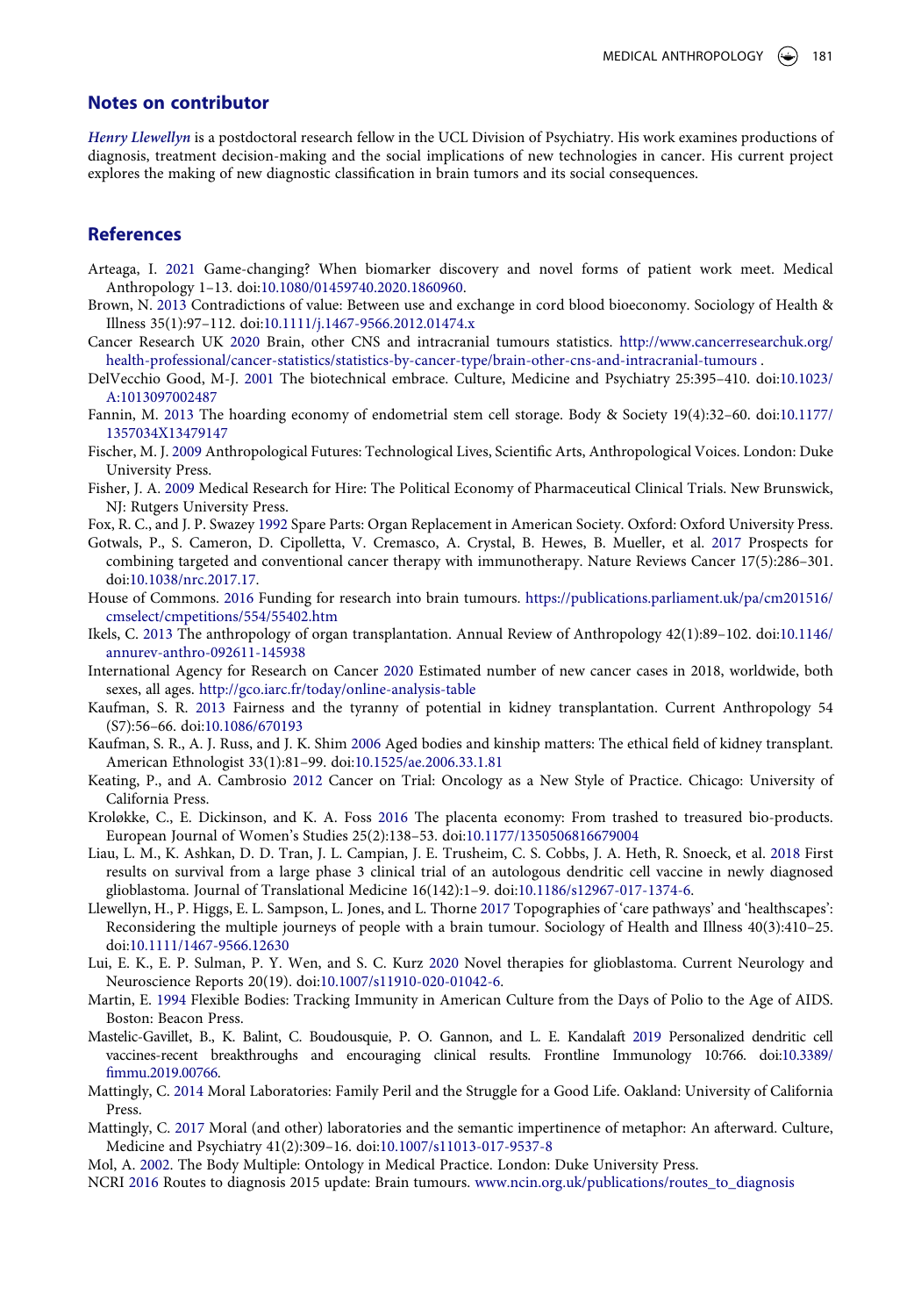## Notes on contributor

*Henry Llewellyn* is a postdoctoral research fellow in the UCL Division of Psychiatry. His work examines productions of diagnosis, treatment decision-making and the social implications of new technologies in cancer. His current project explores the making of new diagnostic classification in brain tumors and its social consequences.

## References

Arteaga, I. 2021 Game-changing? When biomarker discovery and novel forms of patient work meet. Medical Anthropology 1–13. doi:10.1080/01459740.2020.1860960.

Brown, N. 2013 Contradictions of value: Between use and exchange in cord blood bioeconomy. Sociology of Health & Illness 35(1):97–112. doi:10.1111/j.1467-9566.2012.01474.x

Cancer Research UK 2020 Brain, other CNS and intracranial tumours statistics. http://www.cancerresearchuk.org/health-professional/cancer-statistics/statistics-by-cancer-type/brain-other-cns-and-intracranial-tumours .

DelVecchio Good, M-J. 2001 The biotechnical embrace. Culture, Medicine and Psychiatry 25:395–410. doi:10.1023/A:1013097002487

Fannin, M. 2013 The hoarding economy of endometrial stem cell storage. Body & Society 19(4):32–60. doi:10.1177/1357034X13479147

Fischer, M. J. 2009 Anthropological Futures: Technological Lives, Scientific Arts, Anthropological Voices. London: Duke University Press.

Fisher, J. A. 2009 Medical Research for Hire: The Political Economy of Pharmaceutical Clinical Trials. New Brunswick, NJ: Rutgers University Press.

Fox, R. C., and J. P. Swazey 1992 Spare Parts: Organ Replacement in American Society. Oxford: Oxford University Press.

Gotwals, P., S. Cameron, D. Cipolletta, V. Cremasco, A. Crystal, B. Hewes, B. Mueller, et al. 2017 Prospects for combining targeted and conventional cancer therapy with immunotherapy. Nature Reviews Cancer 17(5):286–301. doi:10.1038/nrc.2017.17.

House of Commons. 2016 Funding for research into brain tumours. https://publications.parliament.uk/pa/cm201516/cmselect/cmpetitions/554/55402.htm

Ikels, C. 2013 The anthropology of organ transplantation. Annual Review of Anthropology 42(1):89–102. doi:10.1146/annurev-anthro-092611-145938

International Agency for Research on Cancer 2020 Estimated number of new cancer cases in 2018, worldwide, both sexes, all ages. http://gco.iarc.fr/today/online-analysis-table

Kaufman, S. R. 2013 Fairness and the tyranny of potential in kidney transplantation. Current Anthropology 54 (S7):56–66. doi:10.1086/670193

Kaufman, S. R., A. J. Russ, and J. K. Shim 2006 Aged bodies and kinship matters: The ethical field of kidney transplant. American Ethnologist 33(1):81–99. doi:10.1525/ae.2006.33.1.81

Keating, P., and A. Cambrosio 2012 Cancer on Trial: Oncology as a New Style of Practice. Chicago: University of California Press.

Kroløkke, C., E. Dickinson, and K. A. Foss 2016 The placenta economy: From trashed to treasured bio-products. European Journal of Women's Studies 25(2):138–53. doi:10.1177/1350506816679004

Liau, L. M., K. Ashkan, D. D. Tran, J. L. Campian, J. E. Trusheim, C. S. Cobbs, J. A. Heth, R. Snoeck, et al. 2018 First results on survival from a large phase 3 clinical trial of an autologous dendritic cell vaccine in newly diagnosed glioblastoma. Journal of Translational Medicine 16(142):1–9. doi:10.1186/s12967-017-1374-6.

Llewellyn, H., P. Higgs, E. L. Sampson, L. Jones, and L. Thorne 2017 Topographies of 'care pathways' and 'healthscapes': Reconsidering the multiple journeys of people with a brain tumour. Sociology of Health and Illness 40(3):410–25. doi:10.1111/1467-9566.12630

Lui, E. K., E. P. Sulman, P. Y. Wen, and S. C. Kurz 2020 Novel therapies for glioblastoma. Current Neurology and Neuroscience Reports 20(19). doi:10.1007/s11910-020-01042-6.

Martin, E. 1994 Flexible Bodies: Tracking Immunity in American Culture from the Days of Polio to the Age of AIDS. Boston: Beacon Press.

Mastelic-Gavillet, B., K. Balint, C. Boudousquie, P. O. Gannon, and L. E. Kandalaft 2019 Personalized dendritic cell vaccines-recent breakthroughs and encouraging clinical results. Frontline Immunology 10:766. doi:10.3389/fimmu.2019.00766.

Mattingly, C. 2014 Moral Laboratories: Family Peril and the Struggle for a Good Life. Oakland: University of California Press.

Mattingly, C. 2017 Moral (and other) laboratories and the semantic impertinence of metaphor: An afterward. Culture, Medicine and Psychiatry 41(2):309–16. doi:10.1007/s11013-017-9537-8

Mol, A. 2002. The Body Multiple: Ontology in Medical Practice. London: Duke University Press.

NCRI 2016 Routes to diagnosis 2015 update: Brain tumours. www.ncin.org.uk/publications/routes_to_diagnosis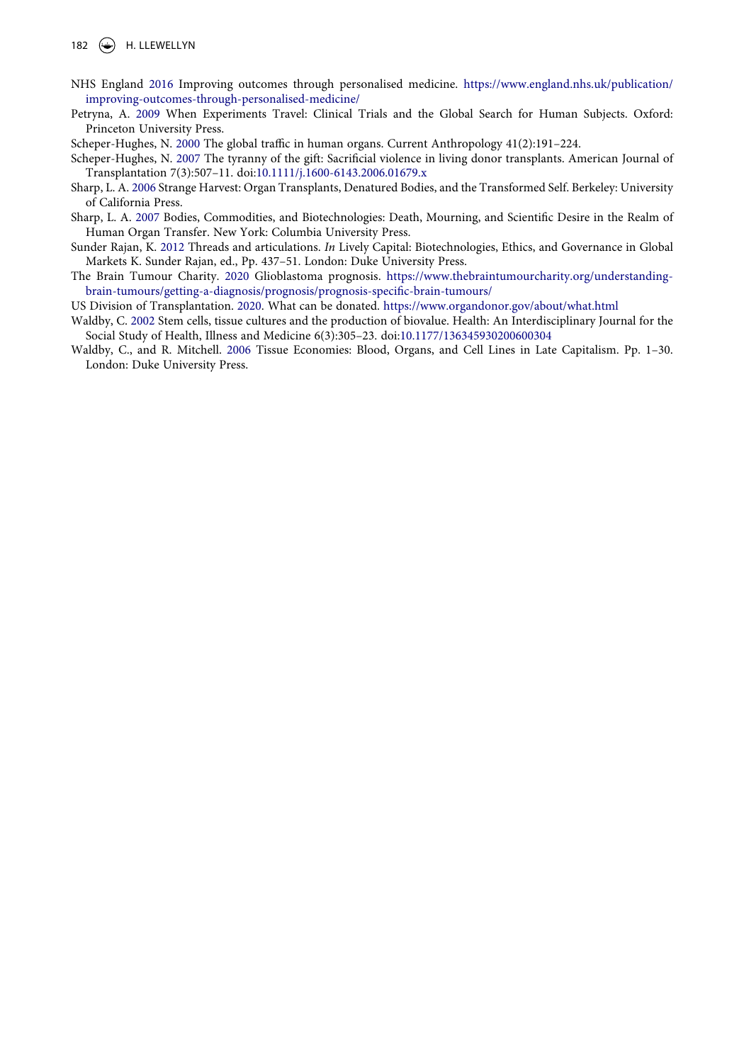NHS England 2016 Improving outcomes through personalised medicine. https://www.england.nhs.uk/publication/improving-outcomes-through-personalised-medicine/

Petryna, A. 2009 When Experiments Travel: Clinical Trials and the Global Search for Human Subjects. Oxford: Princeton University Press.

Scheper-Hughes, N. 2000 The global traffic in human organs. Current Anthropology 41(2):191–224.

Scheper-Hughes, N. 2007 The tyranny of the gift: Sacrificial violence in living donor transplants. American Journal of Transplantation 7(3):507–11. doi:10.1111/j.1600-6143.2006.01679.x

Sharp, L. A. 2006 Strange Harvest: Organ Transplants, Denatured Bodies, and the Transformed Self. Berkeley: University of California Press.

Sharp, L. A. 2007 Bodies, Commodities, and Biotechnologies: Death, Mourning, and Scientific Desire in the Realm of Human Organ Transfer. New York: Columbia University Press.

Sunder Rajan, K. 2012 Threads and articulations. *In* Lively Capital: Biotechnologies, Ethics, and Governance in Global Markets K. Sunder Rajan, ed., Pp. 437–51. London: Duke University Press.

The Brain Tumour Charity. 2020 Glioblastoma prognosis. https://www.thebraintumourcharity.org/understanding-brain-tumours/getting-a-diagnosis/prognosis/prognosis-specific-brain-tumours/

US Division of Transplantation. 2020. What can be donated. https://www.organdonor.gov/about/what.html

Waldby, C. 2002 Stem cells, tissue cultures and the production of biovalue. Health: An Interdisciplinary Journal for the Social Study of Health, Illness and Medicine 6(3):305–23. doi:10.1177/136345930200600304

Waldby, C., and R. Mitchell. 2006 Tissue Economies: Blood, Organs, and Cell Lines in Late Capitalism. Pp. 1–30. London: Duke University Press.